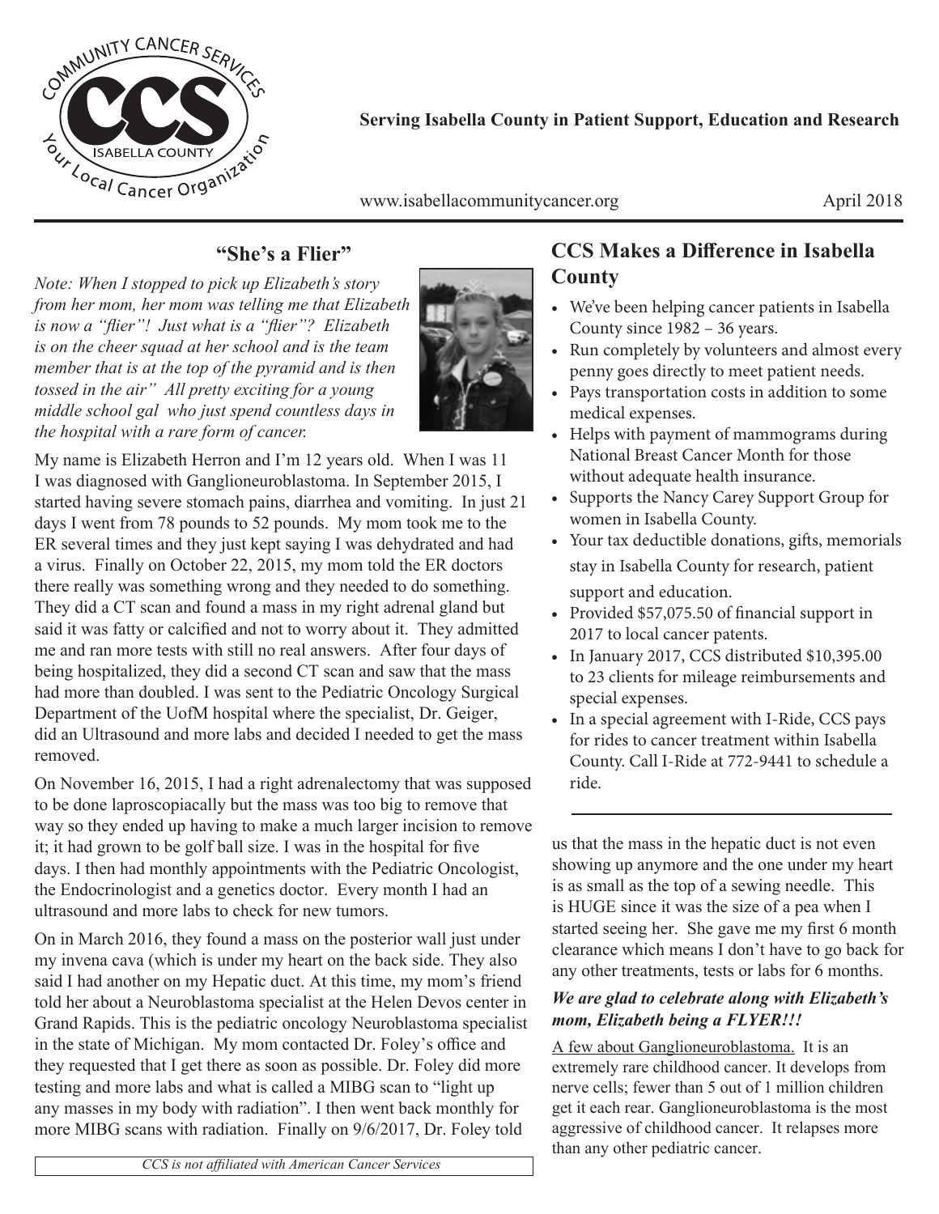COMMUNITY CANCER SERVICES

CCS

ISABELLA COUNTY

Your Local Cancer Organization

**Serving Isabella County in Patient Support, Education and Research**

www.isabellacommunitycancer.org

April 2018

## "She's a Flier"

*Note: When I stopped to pick up Elizabeth's story from her mom, her mom was telling me that Elizabeth is now a "flier"! Just what is a "flier"? Elizabeth is on the cheer squad at her school and is the team member that is at the top of the pyramid and is then tossed in the air" All pretty exciting for a young middle school gal who just spend countless days in the hospital with a rare form of cancer.*

My name is Elizabeth Herron and I'm 12 years old. When I was 11 I was diagnosed with Ganglioneuroblastoma. In September 2015, I started having severe stomach pains, diarrhea and vomiting. In just 21 days I went from 78 pounds to 52 pounds. My mom took me to the ER several times and they just kept saying I was dehydrated and had a virus. Finally on October 22, 2015, my mom told the ER doctors there really was something wrong and they needed to do something. They did a CT scan and found a mass in my right adrenal gland but said it was fatty or calcified and not to worry about it. They admitted me and ran more tests with still no real answers. After four days of being hospitalized, they did a second CT scan and saw that the mass had more than doubled. I was sent to the Pediatric Oncology Surgical Department of the UofM hospital where the specialist, Dr. Geiger, did an Ultrasound and more labs and decided I needed to get the mass removed.

On November 16, 2015, I had a right adrenalectomy that was supposed to be done laproscopiacally but the mass was too big to remove that way so they ended up having to make a much larger incision to remove it; it had grown to be golf ball size. I was in the hospital for five days. I then had monthly appointments with the Pediatric Oncologist, the Endocrinologist and a genetics doctor. Every month I had an ultrasound and more labs to check for new tumors.

On in March 2016, they found a mass on the posterior wall just under my invena cava (which is under my heart on the back side. They also said I had another on my Hepatic duct. At this time, my mom's friend told her about a Neuroblastoma specialist at the Helen Devos center in Grand Rapids. This is the pediatric oncology Neuroblastoma specialist in the state of Michigan. My mom contacted Dr. Foley's office and they requested that I get there as soon as possible. Dr. Foley did more testing and more labs and what is called a MIBG scan to "light up any masses in my body with radiation". I then went back monthly for more MIBG scans with radiation. Finally on 9/6/2017, Dr. Foley told us that the mass in the hepatic duct is not even showing up anymore and the one under my heart is as small as the top of a sewing needle. This is HUGE since it was the size of a pea when I started seeing her. She gave me my first 6 month clearance which means I don't have to go back for any other treatments, tests or labs for 6 months.

***We are glad to celebrate along with Elizabeth's mom, Elizabeth being a FLYER!!!***

A few about Ganglioneuroblastoma. It is an extremely rare childhood cancer. It develops from nerve cells; fewer than 5 out of 1 million children get it each rear. Ganglioneuroblastoma is the most aggressive of childhood cancer. It relapses more than any other pediatric cancer.

## CCS Makes a Difference in Isabella County

- We've been helping cancer patients in Isabella County since 1982 – 36 years.
- Run completely by volunteers and almost every penny goes directly to meet patient needs.
- Pays transportation costs in addition to some medical expenses.
- Helps with payment of mammograms during National Breast Cancer Month for those without adequate health insurance.
- Supports the Nancy Carey Support Group for women in Isabella County.
- Your tax deductible donations, gifts, memorials stay in Isabella County for research, patient support and education.
- Provided $57,075.50 of financial support in 2017 to local cancer patents.
- In January 2017, CCS distributed $10,395.00 to 23 clients for mileage reimbursements and special expenses.
- In a special agreement with I-Ride, CCS pays for rides to cancer treatment within Isabella County. Call I-Ride at 772-9441 to schedule a ride.

*CCS is not affiliated with American Cancer Services*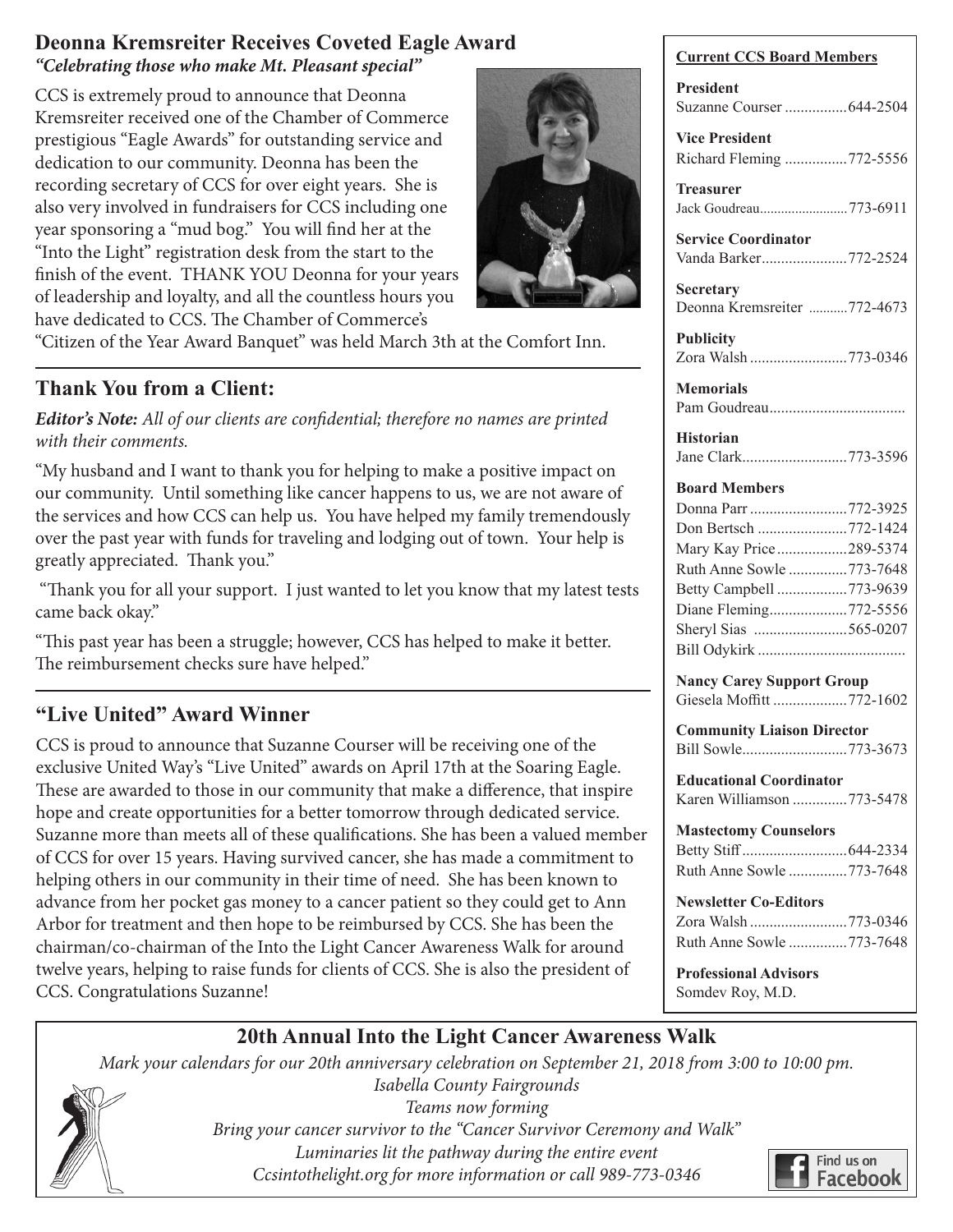## Deonna Kremsreiter Receives Coveted Eagle Award

***"Celebrating those who make Mt. Pleasant special"***

CCS is extremely proud to announce that Deonna Kremsreiter received one of the Chamber of Commerce prestigious "Eagle Awards" for outstanding service and dedication to our community. Deonna has been the recording secretary of CCS for over eight years. She is also very involved in fundraisers for CCS including one year sponsoring a "mud bog." You will find her at the "Into the Light" registration desk from the start to the finish of the event. THANK YOU Deonna for your years of leadership and loyalty, and all the countless hours you have dedicated to CCS. The Chamber of Commerce's "Citizen of the Year Award Banquet" was held March 3th at the Comfort Inn.

## Thank You from a Client:

***Editor's Note:*** *All of our clients are confidential; therefore no names are printed with their comments.*

"My husband and I want to thank you for helping to make a positive impact on our community. Until something like cancer happens to us, we are not aware of the services and how CCS can help us. You have helped my family tremendously over the past year with funds for traveling and lodging out of town. Your help is greatly appreciated. Thank you."

"Thank you for all your support. I just wanted to let you know that my latest tests came back okay."

"This past year has been a struggle; however, CCS has helped to make it better. The reimbursement checks sure have helped."

## "Live United" Award Winner

CCS is proud to announce that Suzanne Courser will be receiving one of the exclusive United Way's "Live United" awards on April 17th at the Soaring Eagle. These are awarded to those in our community that make a difference, that inspire hope and create opportunities for a better tomorrow through dedicated service. Suzanne more than meets all of these qualifications. She has been a valued member of CCS for over 15 years. Having survived cancer, she has made a commitment to helping others in our community in their time of need. She has been known to advance from her pocket gas money to a cancer patient so they could get to Ann Arbor for treatment and then hope to be reimbursed by CCS. She has been the chairman/co-chairman of the Into the Light Cancer Awareness Walk for around twelve years, helping to raise funds for clients of CCS. She is also the president of CCS. Congratulations Suzanne!

**Current CCS Board Members**

**President**
Suzanne Courser ................644-2504

**Vice President**
Richard Fleming ................772-5556

**Treasurer**
Jack Goudreau.........................773-6911

**Service Coordinator**
Vanda Barker......................772-2524

**Secretary**
Deonna Kremsreiter ...........772-4673

**Publicity**
Zora Walsh .........................773-0346

**Memorials**
Pam Goudreau...................................

**Historian**
Jane Clark...........................773-3596

**Board Members**
Donna Parr .........................772-3925
Don Bertsch .......................772-1424
Mary Kay Price ..................289-5374
Ruth Anne Sowle ...............773-7648
Betty Campbell ..................773-9639
Diane Fleming....................772-5556
Sheryl Sias ........................565-0207
Bill Odykirk ......................................

**Nancy Carey Support Group**
Giesela Moffitt ...................772-1602

**Community Liaison Director**
Bill Sowle...........................773-3673

**Educational Coordinator**
Karen Williamson ..............773-5478

**Mastectomy Counselors**
Betty Stiff...........................644-2334
Ruth Anne Sowle ...............773-7648

**Newsletter Co-Editors**
Zora Walsh .........................773-0346
Ruth Anne Sowle ...............773-7648

**Professional Advisors**
Somdev Roy, M.D.

## 20th Annual Into the Light Cancer Awareness Walk

*Mark your calendars for our 20th anniversary celebration on September 21, 2018 from 3:00 to 10:00 pm.*
*Isabella County Fairgrounds*
*Teams now forming*
*Bring your cancer survivor to the "Cancer Survivor Ceremony and Walk"*
*Luminaries lit the pathway during the entire event*
*Ccsintothelight.org for more information or call 989-773-0346*

Find us on Facebook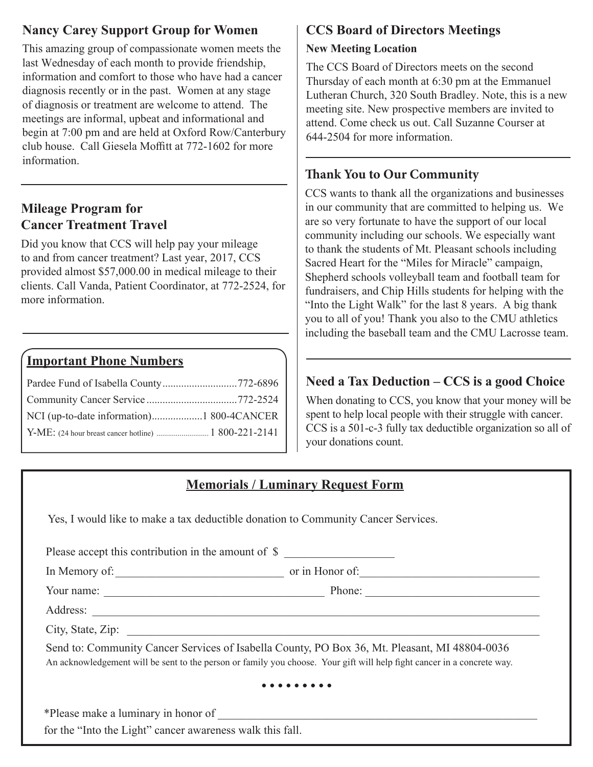## Nancy Carey Support Group for Women

This amazing group of compassionate women meets the last Wednesday of each month to provide friendship, information and comfort to those who have had a cancer diagnosis recently or in the past. Women at any stage of diagnosis or treatment are welcome to attend. The meetings are informal, upbeat and informational and begin at 7:00 pm and are held at Oxford Row/Canterbury club house. Call Giesela Moffitt at 772-1602 for more information.

## Mileage Program for Cancer Treatment Travel

Did you know that CCS will help pay your mileage to and from cancer treatment? Last year, 2017, CCS provided almost $57,000.00 in medical mileage to their clients. Call Vanda, Patient Coordinator, at 772-2524, for more information.

## Important Phone Numbers

| | |
|---|---|
| Pardee Fund of Isabella County | 772-6896 |
| Community Cancer Service | 772-2524 |
| NCI (up-to-date information) | 1 800-4CANCER |
| Y-ME: (24 hour breast cancer hotline) | 1 800-221-2141 |

## CCS Board of Directors Meetings

**New Meeting Location**

The CCS Board of Directors meets on the second Thursday of each month at 6:30 pm at the Emmanuel Lutheran Church, 320 South Bradley. Note, this is a new meeting site. New prospective members are invited to attend. Come check us out. Call Suzanne Courser at 644-2504 for more information.

## Thank You to Our Community

CCS wants to thank all the organizations and businesses in our community that are committed to helping us. We are so very fortunate to have the support of our local community including our schools. We especially want to thank the students of Mt. Pleasant schools including Sacred Heart for the "Miles for Miracle" campaign, Shepherd schools volleyball team and football team for fundraisers, and Chip Hills students for helping with the "Into the Light Walk" for the last 8 years. A big thank you to all of you! Thank you also to the CMU athletics including the baseball team and the CMU Lacrosse team.

## Need a Tax Deduction – CCS is a good Choice

When donating to CCS, you know that your money will be spent to help local people with their struggle with cancer. CCS is a 501-c-3 fully tax deductible organization so all of your donations count.

## Memorials / Luminary Request Form

Yes, I would like to make a tax deductible donation to Community Cancer Services.

Please accept this contribution in the amount of $ ______________

In Memory of: ______________________ or in Honor of: ______________________

Your name: ______________________ Phone: ______________________

Address: ____________________________________________

City, State, Zip: ____________________________________________

Send to: Community Cancer Services of Isabella County, PO Box 36, Mt. Pleasant, MI 48804-0036

An acknowledgement will be sent to the person or family you choose. Your gift will help fight cancer in a concrete way.

• • • • • • • • •

*Please make a luminary in honor of ____________________________________________

for the "Into the Light" cancer awareness walk this fall.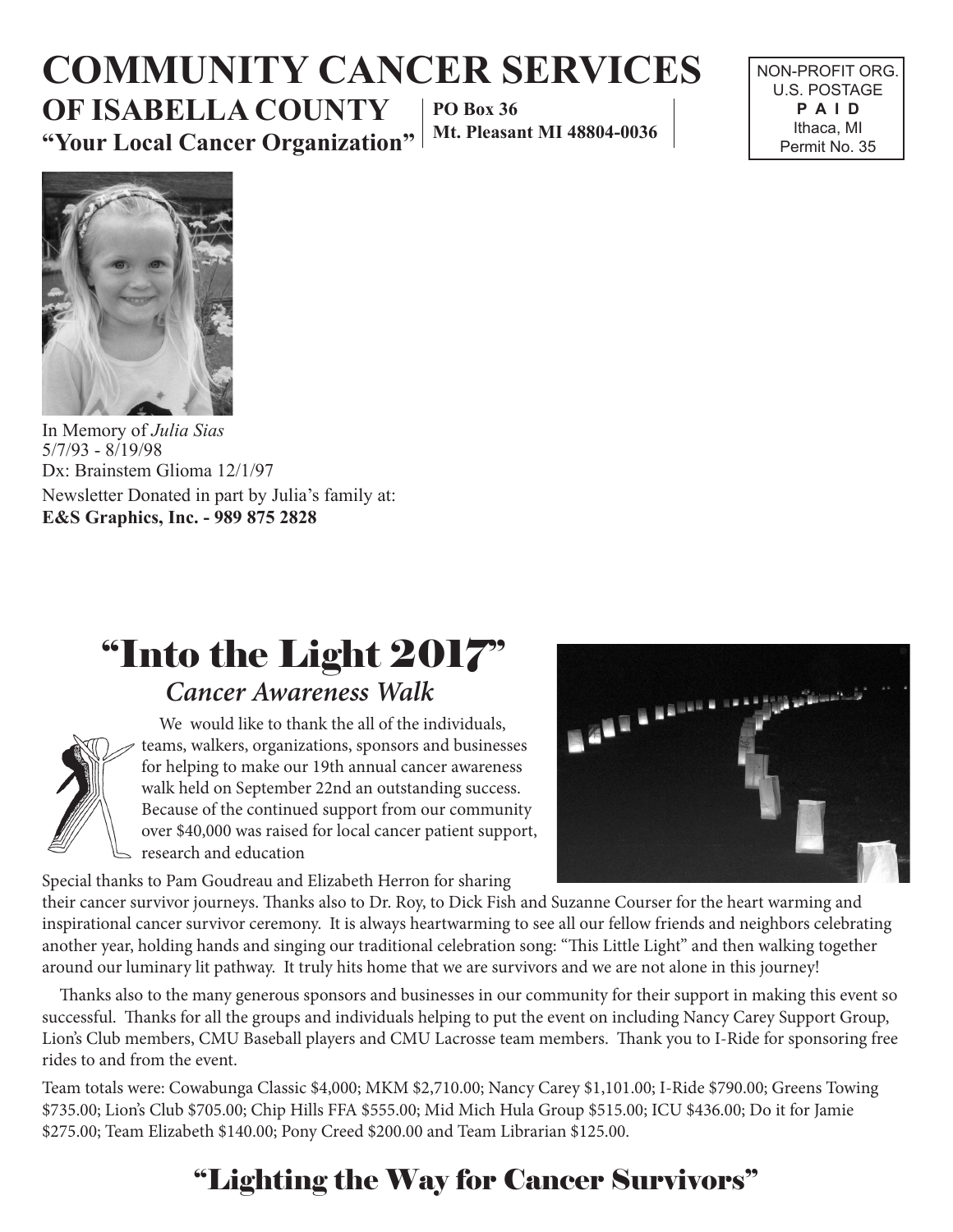// COMMUNITY CANCER SERVICES
## OF ISABELLA COUNTY

**"Your Local Cancer Organization"**

**PO Box 36**
**Mt. Pleasant MI 48804-0036**

NON-PROFIT ORG.
U.S. POSTAGE
**PAID**
Ithaca, MI
Permit No. 35

In Memory of *Julia Sias*
5/7/93 - 8/19/98
Dx: Brainstem Glioma 12/1/97
Newsletter Donated in part by Julia's family at:
**E&S Graphics, Inc. - 989 875 2828**

## "Into the Light 2017"

### *Cancer Awareness Walk*

We would like to thank the all of the individuals, teams, walkers, organizations, sponsors and businesses for helping to make our 19th annual cancer awareness walk held on September 22nd an outstanding success. Because of the continued support from our community over $40,000 was raised for local cancer patient support, research and education

Special thanks to Pam Goudreau and Elizabeth Herron for sharing their cancer survivor journeys. Thanks also to Dr. Roy, to Dick Fish and Suzanne Courser for the heart warming and inspirational cancer survivor ceremony. It is always heartwarming to see all our fellow friends and neighbors celebrating another year, holding hands and singing our traditional celebration song: "This Little Light" and then walking together around our luminary lit pathway. It truly hits home that we are survivors and we are not alone in this journey!

Thanks also to the many generous sponsors and businesses in our community for their support in making this event so successful. Thanks for all the groups and individuals helping to put the event on including Nancy Carey Support Group, Lion's Club members, CMU Baseball players and CMU Lacrosse team members. Thank you to I-Ride for sponsoring free rides to and from the event.

Team totals were: Cowabunga Classic $4,000; MKM $2,710.00; Nancy Carey $1,101.00; I-Ride $790.00; Greens Towing $735.00; Lion's Club $705.00; Chip Hills FFA $555.00; Mid Mich Hula Group $515.00; ICU $436.00; Do it for Jamie $275.00; Team Elizabeth $140.00; Pony Creed $200.00 and Team Librarian $125.00.

## "Lighting the Way for Cancer Survivors"